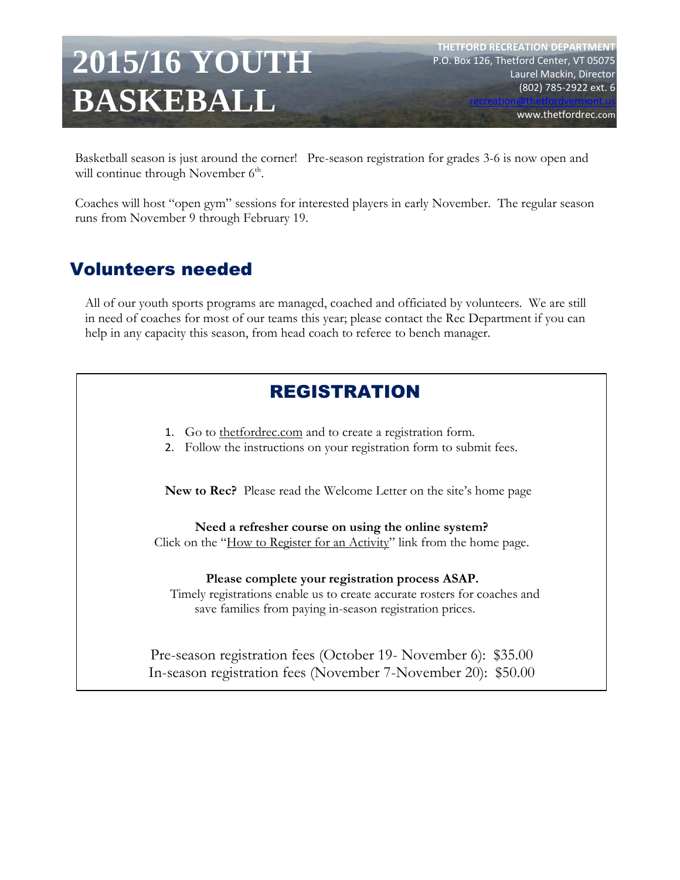# 2015/16 YOUTH BASKETBALL

**THETFORD RECREATION DEPARTMENT**
P.O. Box 126, Thetford Center, VT 05075
Laurel Mackin, Director
(802) 785-2922 ext. 6
recreation@thetfordvermont.us
www.thetfordrec.com

Basketball season is just around the corner! Pre-season registration for grades 3-6 is now open and will continue through November 6th.

Coaches will host "open gym" sessions for interested players in early November. The regular season runs from November 9 through February 19.

## Volunteers needed

All of our youth sports programs are managed, coached and officiated by volunteers. We are still in need of coaches for most of our teams this year; please contact the Rec Department if you can help in any capacity this season, from head coach to referee to bench manager.

## REGISTRATION

1. Go to thetfordrec.com and to create a registration form.
2. Follow the instructions on your registration form to submit fees.

**New to Rec?** Please read the Welcome Letter on the site's home page

**Need a refresher course on using the online system?**
Click on the "How to Register for an Activity" link from the home page.

**Please complete your registration process ASAP.**
Timely registrations enable us to create accurate rosters for coaches and save families from paying in-season registration prices.

Pre-season registration fees (October 19- November 6): $35.00
In-season registration fees (November 7-November 20): $50.00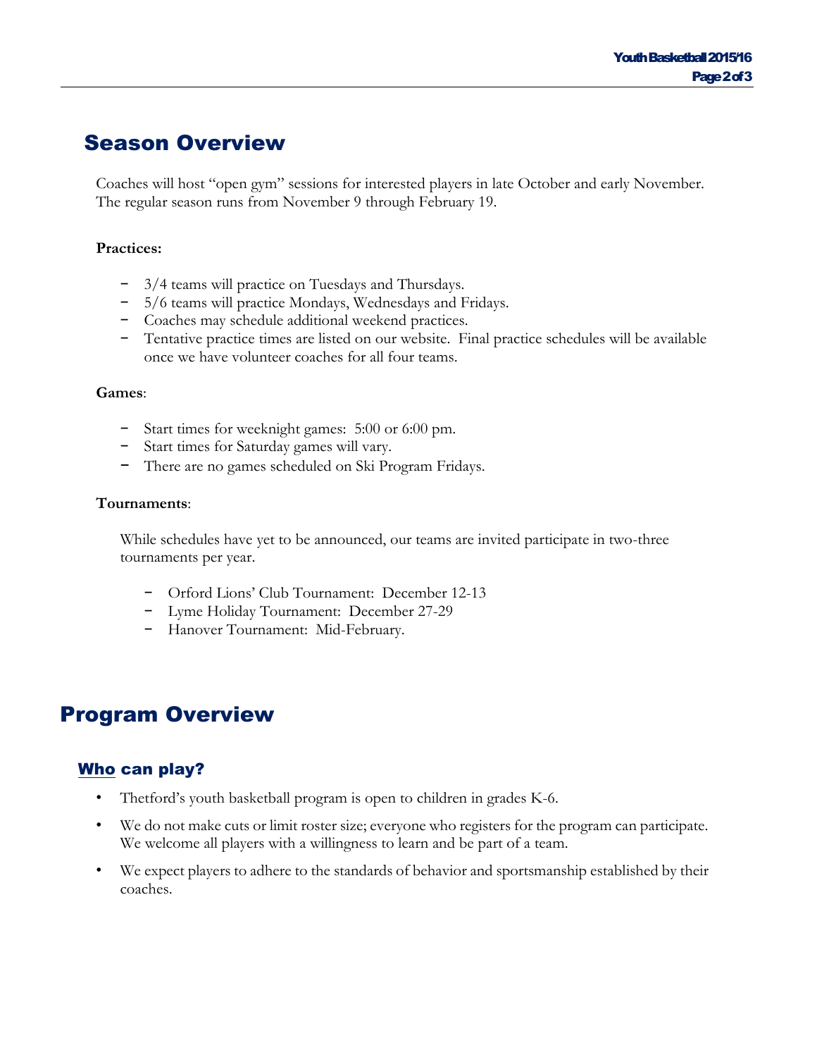# Season Overview

Coaches will host "open gym" sessions for interested players in late October and early November. The regular season runs from November 9 through February 19.

**Practices:**

- 3/4 teams will practice on Tuesdays and Thursdays.
- 5/6 teams will practice Mondays, Wednesdays and Fridays.
- Coaches may schedule additional weekend practices.
- Tentative practice times are listed on our website. Final practice schedules will be available once we have volunteer coaches for all four teams.

**Games**:

- Start times for weeknight games: 5:00 or 6:00 pm.
- Start times for Saturday games will vary.
- There are no games scheduled on Ski Program Fridays.

**Tournaments**:

While schedules have yet to be announced, our teams are invited participate in two-three tournaments per year.

- Orford Lions' Club Tournament: December 12-13
- Lyme Holiday Tournament: December 27-29
- Hanover Tournament: Mid-February.

# Program Overview

## Who can play?

- Thetford's youth basketball program is open to children in grades K-6.
- We do not make cuts or limit roster size; everyone who registers for the program can participate. We welcome all players with a willingness to learn and be part of a team.
- We expect players to adhere to the standards of behavior and sportsmanship established by their coaches.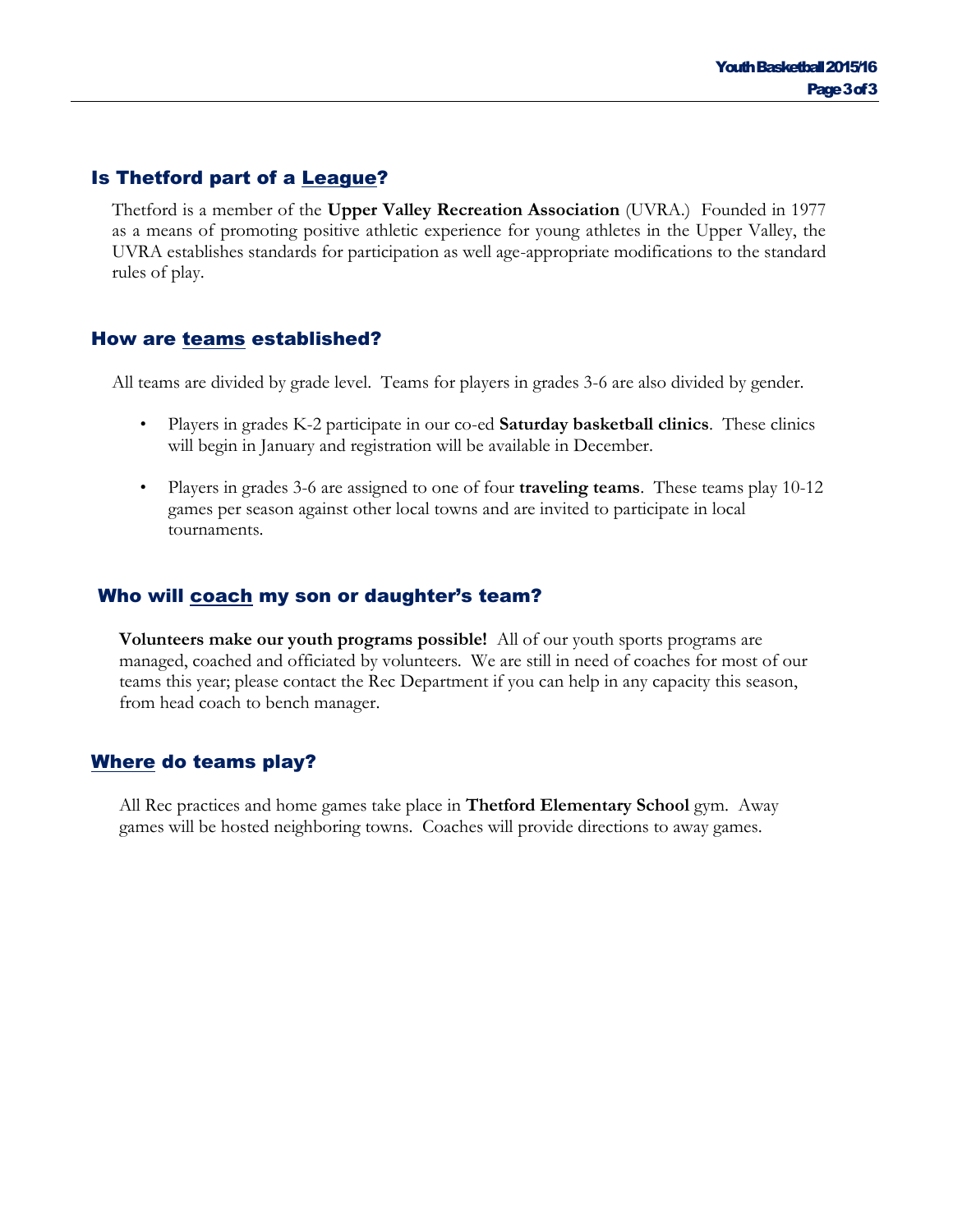## Is Thetford part of a League?

Thetford is a member of the **Upper Valley Recreation Association** (UVRA.) Founded in 1977 as a means of promoting positive athletic experience for young athletes in the Upper Valley, the UVRA establishes standards for participation as well age-appropriate modifications to the standard rules of play.

## How are teams established?

All teams are divided by grade level. Teams for players in grades 3-6 are also divided by gender.

- Players in grades K-2 participate in our co-ed **Saturday basketball clinics**. These clinics will begin in January and registration will be available in December.
- Players in grades 3-6 are assigned to one of four **traveling teams**. These teams play 10-12 games per season against other local towns and are invited to participate in local tournaments.

## Who will coach my son or daughter's team?

**Volunteers make our youth programs possible!** All of our youth sports programs are managed, coached and officiated by volunteers. We are still in need of coaches for most of our teams this year; please contact the Rec Department if you can help in any capacity this season, from head coach to bench manager.

## Where do teams play?

All Rec practices and home games take place in **Thetford Elementary School** gym. Away games will be hosted neighboring towns. Coaches will provide directions to away games.